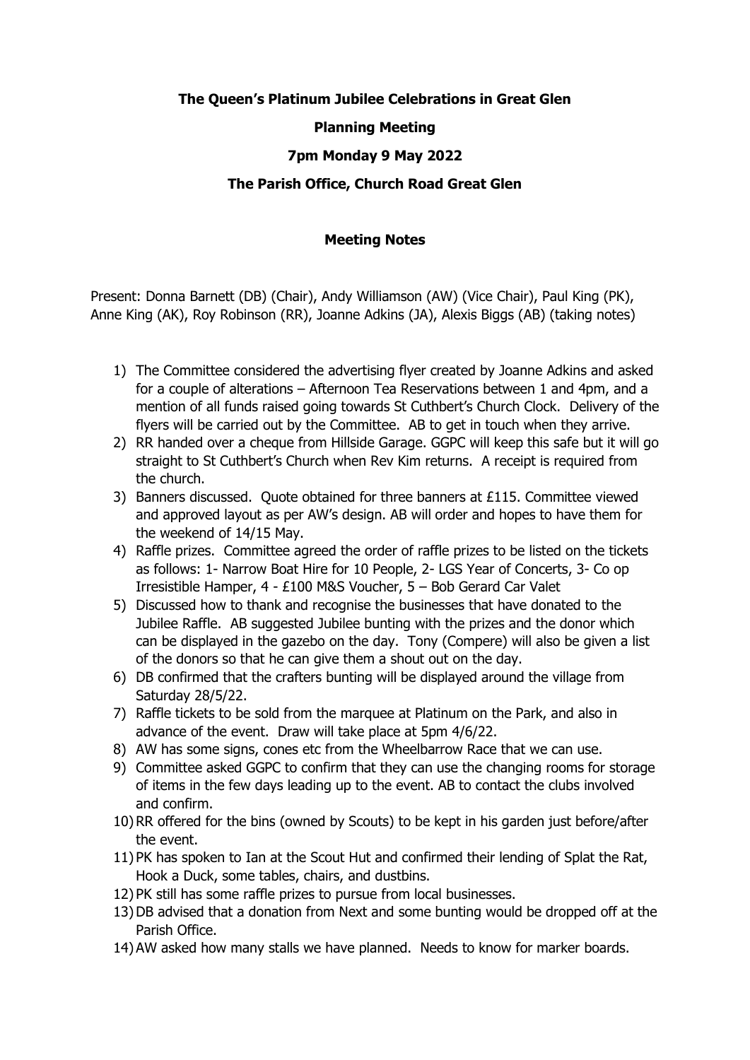**The Queen's Platinum Jubilee Celebrations in Great Glen**

**Planning Meeting**

**7pm Monday 9 May 2022**

**The Parish Office, Church Road Great Glen**

**Meeting Notes**

Present: Donna Barnett (DB) (Chair), Andy Williamson (AW) (Vice Chair), Paul King (PK), Anne King (AK), Roy Robinson (RR), Joanne Adkins (JA), Alexis Biggs (AB) (taking notes)

1) The Committee considered the advertising flyer created by Joanne Adkins and asked for a couple of alterations – Afternoon Tea Reservations between 1 and 4pm, and a mention of all funds raised going towards St Cuthbert's Church Clock. Delivery of the flyers will be carried out by the Committee. AB to get in touch when they arrive.
2) RR handed over a cheque from Hillside Garage. GGPC will keep this safe but it will go straight to St Cuthbert's Church when Rev Kim returns. A receipt is required from the church.
3) Banners discussed. Quote obtained for three banners at £115. Committee viewed and approved layout as per AW's design. AB will order and hopes to have them for the weekend of 14/15 May.
4) Raffle prizes. Committee agreed the order of raffle prizes to be listed on the tickets as follows: 1- Narrow Boat Hire for 10 People, 2- LGS Year of Concerts, 3- Co op Irresistible Hamper, 4 - £100 M&S Voucher, 5 – Bob Gerard Car Valet
5) Discussed how to thank and recognise the businesses that have donated to the Jubilee Raffle. AB suggested Jubilee bunting with the prizes and the donor which can be displayed in the gazebo on the day. Tony (Compere) will also be given a list of the donors so that he can give them a shout out on the day.
6) DB confirmed that the crafters bunting will be displayed around the village from Saturday 28/5/22.
7) Raffle tickets to be sold from the marquee at Platinum on the Park, and also in advance of the event. Draw will take place at 5pm 4/6/22.
8) AW has some signs, cones etc from the Wheelbarrow Race that we can use.
9) Committee asked GGPC to confirm that they can use the changing rooms for storage of items in the few days leading up to the event. AB to contact the clubs involved and confirm.
10) RR offered for the bins (owned by Scouts) to be kept in his garden just before/after the event.
11) PK has spoken to Ian at the Scout Hut and confirmed their lending of Splat the Rat, Hook a Duck, some tables, chairs, and dustbins.
12) PK still has some raffle prizes to pursue from local businesses.
13) DB advised that a donation from Next and some bunting would be dropped off at the Parish Office.
14) AW asked how many stalls we have planned. Needs to know for marker boards.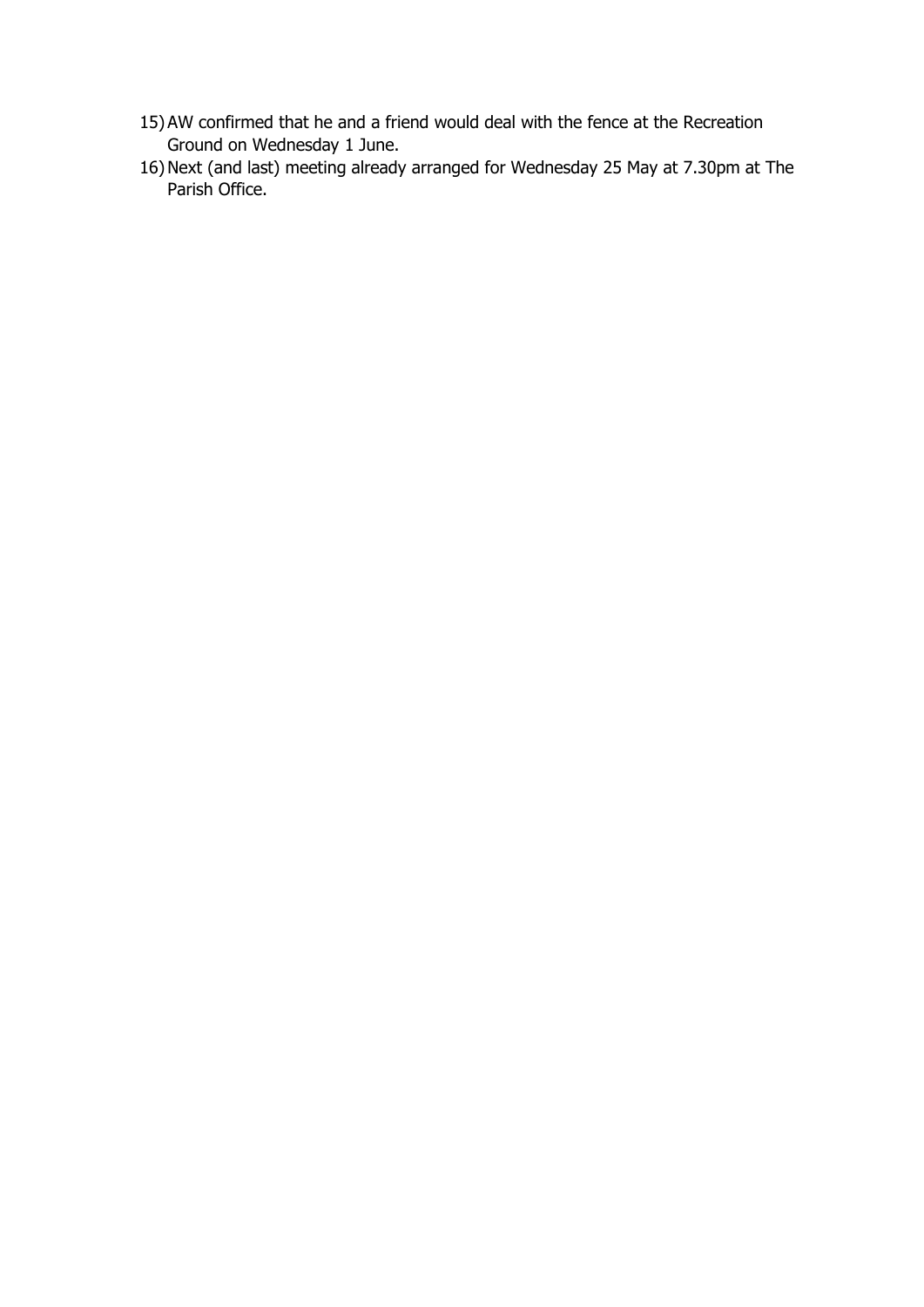15) AW confirmed that he and a friend would deal with the fence at the Recreation Ground on Wednesday 1 June.
16) Next (and last) meeting already arranged for Wednesday 25 May at 7.30pm at The Parish Office.